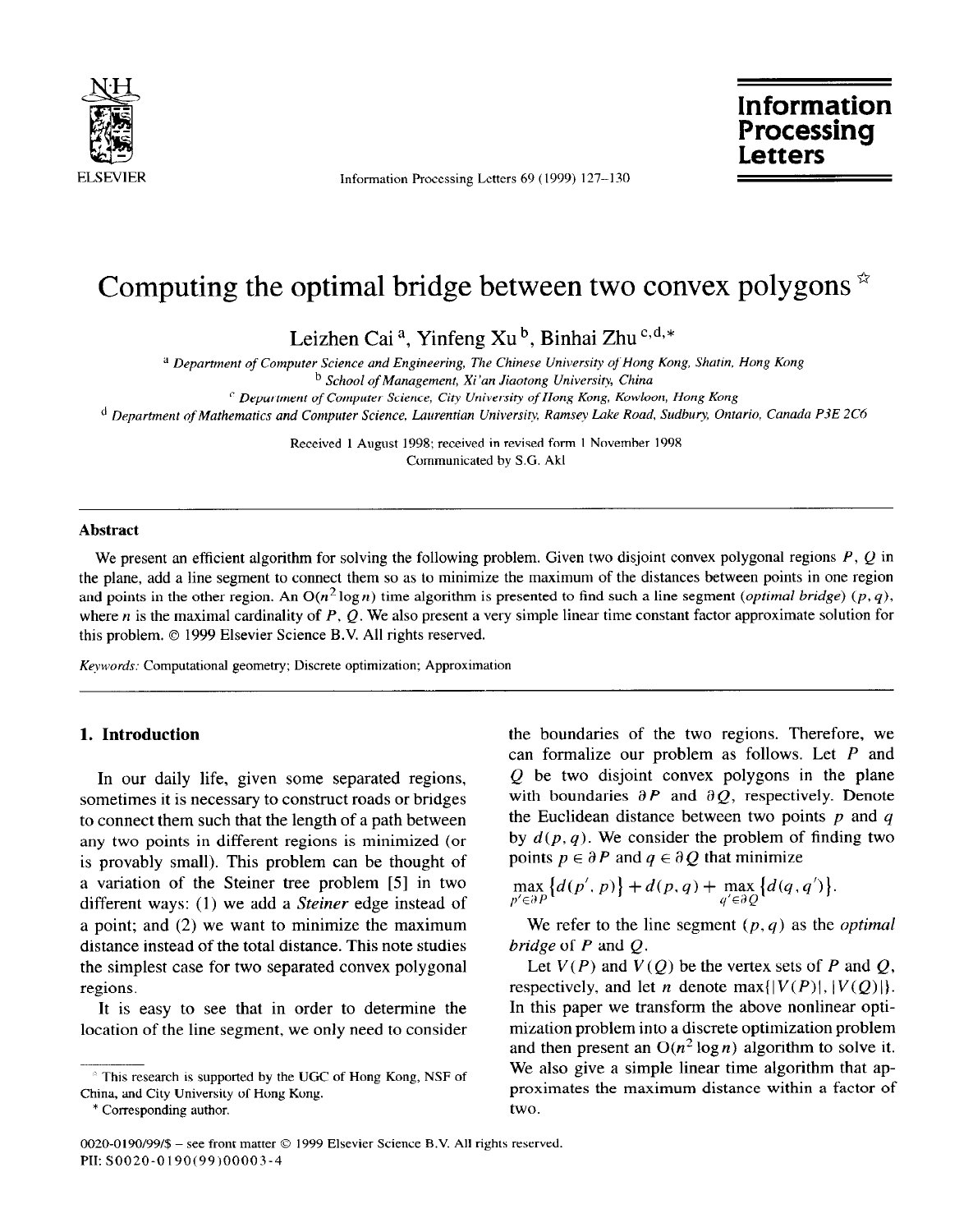// Computing the optimal bridge between two convex polygons ☆

Leizhen Cai [a], Yinfeng Xu [b], Binhai Zhu [c,d,*]

[a] Department of Computer Science and Engineering, The Chinese University of Hong Kong, Shatin, Hong Kong
[b] School of Management, Xi'an Jiaotong University, China
[c] Department of Computer Science, City University of Hong Kong, Kowloon, Hong Kong
[d] Department of Mathematics and Computer Science, Laurentian University, Ramsey Lake Road, Sudbury, Ontario, Canada P3E 2C6

Received 1 August 1998; received in revised form 1 November 1998
Communicated by S.G. Akl

## Abstract

We present an efficient algorithm for solving the following problem. Given two disjoint convex polygonal regions $P$, $Q$ in the plane, add a line segment to connect them so as to minimize the maximum of the distances between points in one region and points in the other region. An $O(n^2 \log n)$ time algorithm is presented to find such a line segment (*optimal bridge*) $(p, q)$, where $n$ is the maximal cardinality of $P$, $Q$. We also present a very simple linear time constant factor approximate solution for this problem. © 1999 Elsevier Science B.V. All rights reserved.

*Keywords:* Computational geometry; Discrete optimization; Approximation

## 1. Introduction

In our daily life, given some separated regions, sometimes it is necessary to construct roads or bridges to connect them such that the length of a path between any two points in different regions is minimized (or is provably small). This problem can be thought of a variation of the Steiner tree problem [5] in two different ways: (1) we add a *Steiner* edge instead of a point; and (2) we want to minimize the maximum distance instead of the total distance. This note studies the simplest case for two separated convex polygonal regions.

It is easy to see that in order to determine the location of the line segment, we only need to consider the boundaries of the two regions. Therefore, we can formalize our problem as follows. Let $P$ and $Q$ be two disjoint convex polygons in the plane with boundaries $\partial P$ and $\partial Q$, respectively. Denote the Euclidean distance between two points $p$ and $q$ by $d(p, q)$. We consider the problem of finding two points $p \in \partial P$ and $q \in \partial Q$ that minimize

$$\max_{p' \in \partial P} \{d(p', p)\} + d(p, q) + \max_{q' \in \partial Q} \{d(q, q')\}.$$

We refer to the line segment $(p, q)$ as the *optimal bridge* of $P$ and $Q$.

Let $V(P)$ and $V(Q)$ be the vertex sets of $P$ and $Q$, respectively, and let $n$ denote $\max\{|V(P)|, |V(Q)|\}$. In this paper we transform the above nonlinear optimization problem into a discrete optimization problem and then present an $O(n^2 \log n)$ algorithm to solve it. We also give a simple linear time algorithm that approximates the maximum distance within a factor of two.

☆ This research is supported by the UGC of Hong Kong, NSF of China, and City University of Hong Kong.

* Corresponding author.

0020-0190/99/$ – see front matter © 1999 Elsevier Science B.V. All rights reserved.
PII: S0020-0190(99)00003-4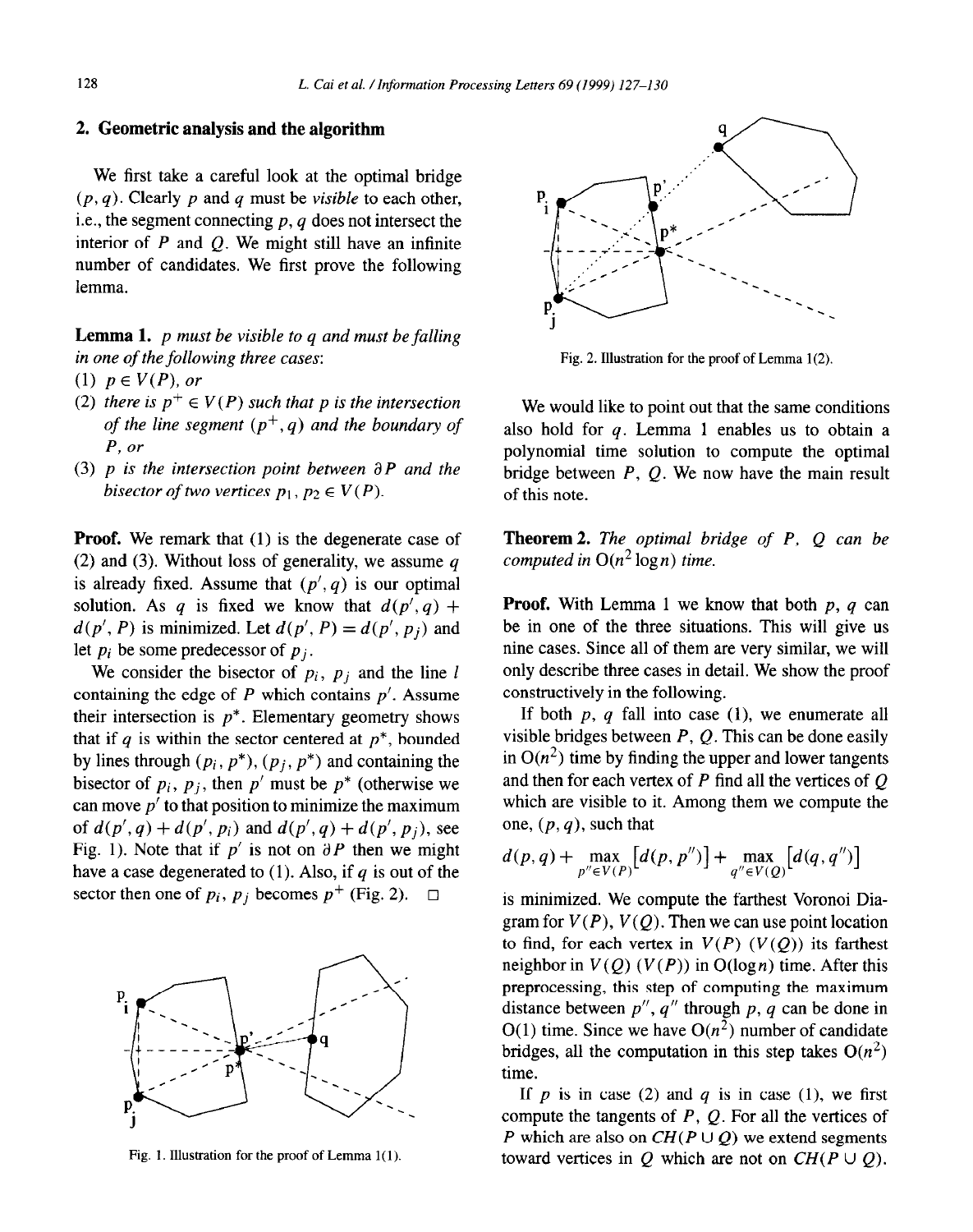## 2. Geometric analysis and the algorithm

We first take a careful look at the optimal bridge $(p, q)$. Clearly $p$ and $q$ must be *visible* to each other, i.e., the segment connecting $p, q$ does not intersect the interior of $P$ and $Q$. We might still have an infinite number of candidates. We first prove the following lemma.

**Lemma 1.** *$p$ must be visible to $q$ and must be falling in one of the following three cases:*

*(1) $p \in V(P)$, or*

*(2) there is $p^+ \in V(P)$ such that $p$ is the intersection of the line segment $(p^+, q)$ and the boundary of $P$, or*

*(3) $p$ is the intersection point between $\partial P$ and the bisector of two vertices $p_1, p_2 \in V(P)$.*

**Proof.** We remark that (1) is the degenerate case of (2) and (3). Without loss of generality, we assume $q$ is already fixed. Assume that $(p', q)$ is our optimal solution. As $q$ is fixed we know that $d(p', q) + d(p', P)$ is minimized. Let $d(p', P) = d(p', p_j)$ and let $p_i$ be some predecessor of $p_j$.

We consider the bisector of $p_i$, $p_j$ and the line $l$ containing the edge of $P$ which contains $p'$. Assume their intersection is $p^*$. Elementary geometry shows that if $q$ is within the sector centered at $p^*$, bounded by lines through $(p_i, p^*)$, $(p_j, p^*)$ and containing the bisector of $p_i$, $p_j$, then $p'$ must be $p^*$ (otherwise we can move $p'$ to that position to minimize the maximum of $d(p', q) + d(p', p_i)$ and $d(p', q) + d(p', p_j)$, see Fig. 1). Note that if $p'$ is not on $\partial P$ then we might have a case degenerated to (1). Also, if $q$ is out of the sector then one of $p_i$, $p_j$ becomes $p^+$ (Fig. 2). $\square$

Fig. 1. Illustration for the proof of Lemma 1(1).

Fig. 2. Illustration for the proof of Lemma 1(2).

We would like to point out that the same conditions also hold for $q$. Lemma 1 enables us to obtain a polynomial time solution to compute the optimal bridge between $P$, $Q$. We now have the main result of this note.

**Theorem 2.** *The optimal bridge of $P$, $Q$ can be computed in $O(n^2 \log n)$ time.*

**Proof.** With Lemma 1 we know that both $p$, $q$ can be in one of the three situations. This will give us nine cases. Since all of them are very similar, we will only describe three cases in detail. We show the proof constructively in the following.

If both $p$, $q$ fall into case (1), we enumerate all visible bridges between $P$, $Q$. This can be done easily in $O(n^2)$ time by finding the upper and lower tangents and then for each vertex of $P$ find all the vertices of $Q$ which are visible to it. Among them we compute the one, $(p, q)$, such that

$$d(p, q) + \max_{p'' \in V(P)} [d(p, p'')] + \max_{q'' \in V(Q)} [d(q, q'')]$$

is minimized. We compute the farthest Voronoi Diagram for $V(P)$, $V(Q)$. Then we can use point location to find, for each vertex in $V(P)$ ($V(Q)$) its farthest neighbor in $V(Q)$ ($V(P)$) in $O(\log n)$ time. After this preprocessing, this step of computing the maximum distance between $p''$, $q''$ through $p$, $q$ can be done in $O(1)$ time. Since we have $O(n^2)$ number of candidate bridges, all the computation in this step takes $O(n^2)$ time.

If $p$ is in case (2) and $q$ is in case (1), we first compute the tangents of $P$, $Q$. For all the vertices of $P$ which are also on $CH(P \cup Q)$ we extend segments toward vertices in $Q$ which are not on $CH(P \cup Q)$.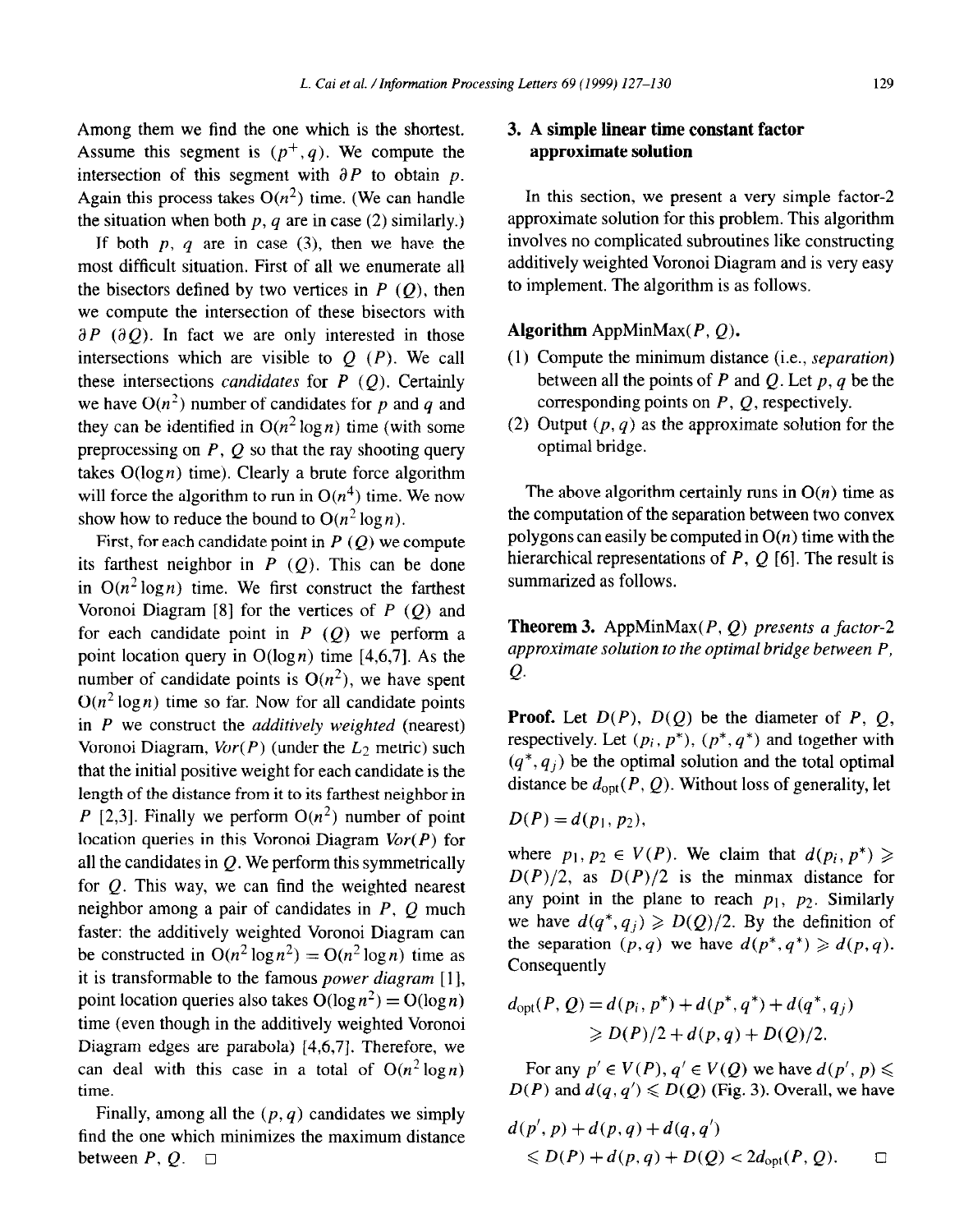Among them we find the one which is the shortest. Assume this segment is $(p^+, q)$. We compute the intersection of this segment with $\partial P$ to obtain $p$. Again this process takes $O(n^2)$ time. (We can handle the situation when both $p$, $q$ are in case (2) similarly.)

If both $p$, $q$ are in case (3), then we have the most difficult situation. First of all we enumerate all the bisectors defined by two vertices in $P$ ($Q$), then we compute the intersection of these bisectors with $\partial P$ ($\partial Q$). In fact we are only interested in those intersections which are visible to $Q$ ($P$). We call these intersections *candidates* for $P$ ($Q$). Certainly we have $O(n^2)$ number of candidates for $p$ and $q$ and they can be identified in $O(n^2 \log n)$ time (with some preprocessing on $P$, $Q$ so that the ray shooting query takes $O(\log n)$ time). Clearly a brute force algorithm will force the algorithm to run in $O(n^4)$ time. We now show how to reduce the bound to $O(n^2 \log n)$.

First, for each candidate point in $P$ ($Q$) we compute its farthest neighbor in $P$ ($Q$). This can be done in $O(n^2 \log n)$ time. We first construct the farthest Voronoi Diagram [8] for the vertices of $P$ ($Q$) and for each candidate point in $P$ ($Q$) we perform a point location query in $O(\log n)$ time [4,6,7]. As the number of candidate points is $O(n^2)$, we have spent $O(n^2 \log n)$ time so far. Now for all candidate points in $P$ we construct the *additively weighted* (nearest) Voronoi Diagram, *Vor*($P$) (under the $L_2$ metric) such that the initial positive weight for each candidate is the length of the distance from it to its farthest neighbor in $P$ [2,3]. Finally we perform $O(n^2)$ number of point location queries in this Voronoi Diagram *Vor*($P$) for all the candidates in $Q$. We perform this symmetrically for $Q$. This way, we can find the weighted nearest neighbor among a pair of candidates in $P$, $Q$ much faster: the additively weighted Voronoi Diagram can be constructed in $O(n^2 \log n^2) = O(n^2 \log n)$ time as it is transformable to the famous *power diagram* [1], point location queries also takes $O(\log n^2) = O(\log n)$ time (even though in the additively weighted Voronoi Diagram edges are parabola) [4,6,7]. Therefore, we can deal with this case in a total of $O(n^2 \log n)$ time.

Finally, among all the $(p, q)$ candidates we simply find the one which minimizes the maximum distance between $P$, $Q$. $\square$

## 3. A simple linear time constant factor approximate solution

In this section, we present a very simple factor-2 approximate solution for this problem. This algorithm involves no complicated subroutines like constructing additively weighted Voronoi Diagram and is very easy to implement. The algorithm is as follows.

**Algorithm** AppMinMax($P$, $Q$).

(1) Compute the minimum distance (i.e., *separation*) between all the points of $P$ and $Q$. Let $p$, $q$ be the corresponding points on $P$, $Q$, respectively.
(2) Output $(p, q)$ as the approximate solution for the optimal bridge.

The above algorithm certainly runs in $O(n)$ time as the computation of the separation between two convex polygons can easily be computed in $O(n)$ time with the hierarchical representations of $P$, $Q$ [6]. The result is summarized as follows.

**Theorem 3.** *AppMinMax($P$, $Q$) presents a factor-2 approximate solution to the optimal bridge between $P$, $Q$.*

**Proof.** Let $D(P)$, $D(Q)$ be the diameter of $P$, $Q$, respectively. Let $(p_i, p^*)$, $(p^*, q^*)$ and together with $(q^*, q_j)$ be the optimal solution and the total optimal distance be $d_{\mathrm{opt}}(P, Q)$. Without loss of generality, let

$$D(P) = d(p_1, p_2),$$

where $p_1, p_2 \in V(P)$. We claim that $d(p_i, p^*) \geqslant D(P)/2$, as $D(P)/2$ is the minmax distance for any point in the plane to reach $p_1$, $p_2$. Similarly we have $d(q^*, q_j) \geqslant D(Q)/2$. By the definition of the separation $(p, q)$ we have $d(p^*, q^*) \geqslant d(p, q)$. Consequently

$$\begin{aligned} d_{\mathrm{opt}}(P, Q) &= d(p_i, p^*) + d(p^*, q^*) + d(q^*, q_j) \\ &\geqslant D(P)/2 + d(p, q) + D(Q)/2. \end{aligned}$$

For any $p' \in V(P)$, $q' \in V(Q)$ we have $d(p', p) \leqslant D(P)$ and $d(q, q') \leqslant D(Q)$ (Fig. 3). Overall, we have

$$\begin{aligned} &d(p', p) + d(p, q) + d(q, q') \\ &\quad \leqslant D(P) + d(p, q) + D(Q) < 2d_{\mathrm{opt}}(P, Q). \qquad \square \end{aligned}$$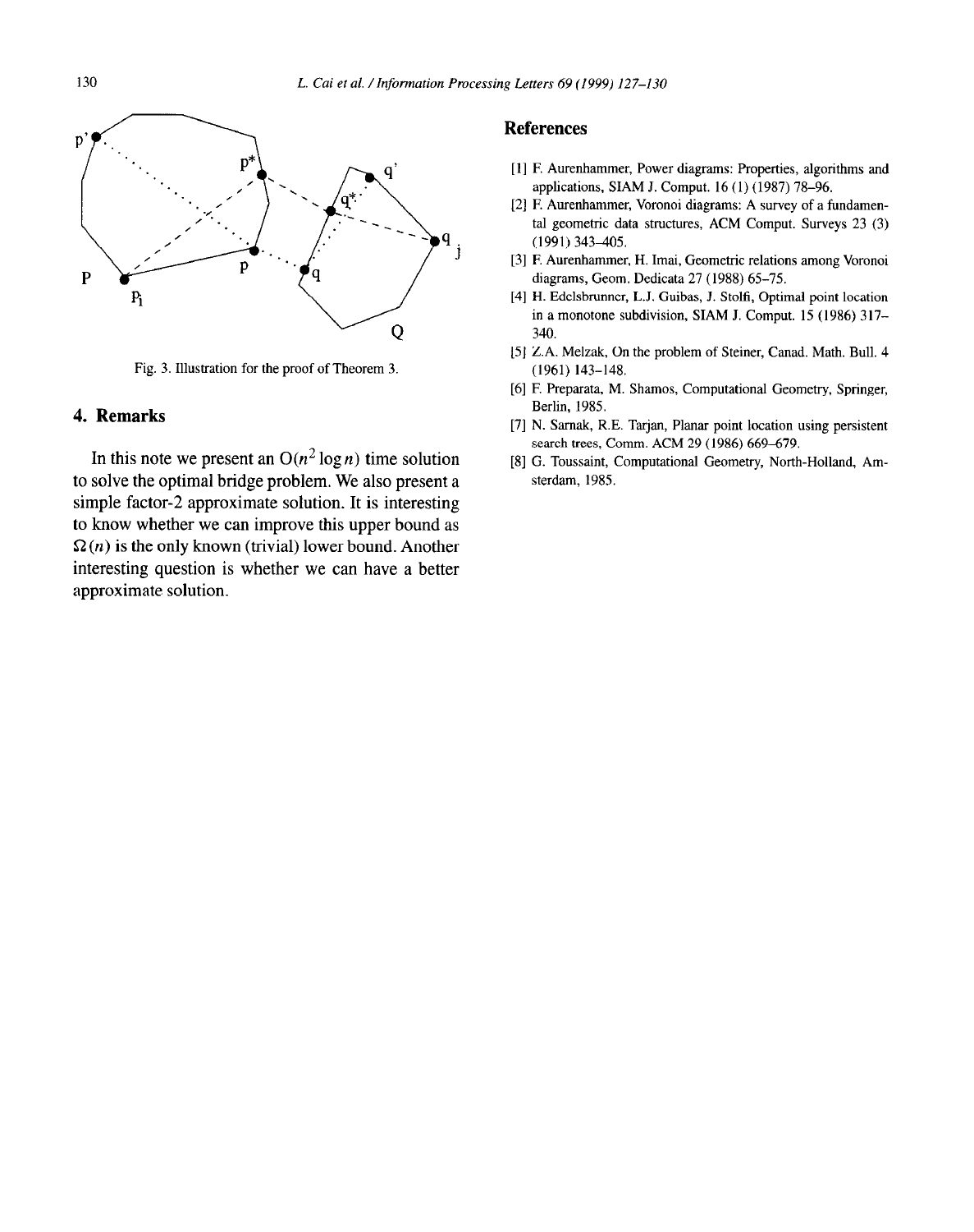p'

p*

q'

q*

q

j

P

p

q

p1

Q

Fig. 3. Illustration for the proof of Theorem 3.

## 4. Remarks

In this note we present an $O(n^2 \log n)$ time solution to solve the optimal bridge problem. We also present a simple factor-2 approximate solution. It is interesting to know whether we can improve this upper bound as $\Omega(n)$ is the only known (trivial) lower bound. Another interesting question is whether we can have a better approximate solution.

## References

[1] F. Aurenhammer, Power diagrams: Properties, algorithms and applications, SIAM J. Comput. 16 (1) (1987) 78–96.

[2] F. Aurenhammer, Voronoi diagrams: A survey of a fundamental geometric data structures, ACM Comput. Surveys 23 (3) (1991) 343–405.

[3] F. Aurenhammer, H. Imai, Geometric relations among Voronoi diagrams, Geom. Dedicata 27 (1988) 65–75.

[4] H. Edelsbrunner, L.J. Guibas, J. Stolfi, Optimal point location in a monotone subdivision, SIAM J. Comput. 15 (1986) 317–340.

[5] Z.A. Melzak, On the problem of Steiner, Canad. Math. Bull. 4 (1961) 143–148.

[6] F. Preparata, M. Shamos, Computational Geometry, Springer, Berlin, 1985.

[7] N. Sarnak, R.E. Tarjan, Planar point location using persistent search trees, Comm. ACM 29 (1986) 669–679.

[8] G. Toussaint, Computational Geometry, North-Holland, Amsterdam, 1985.